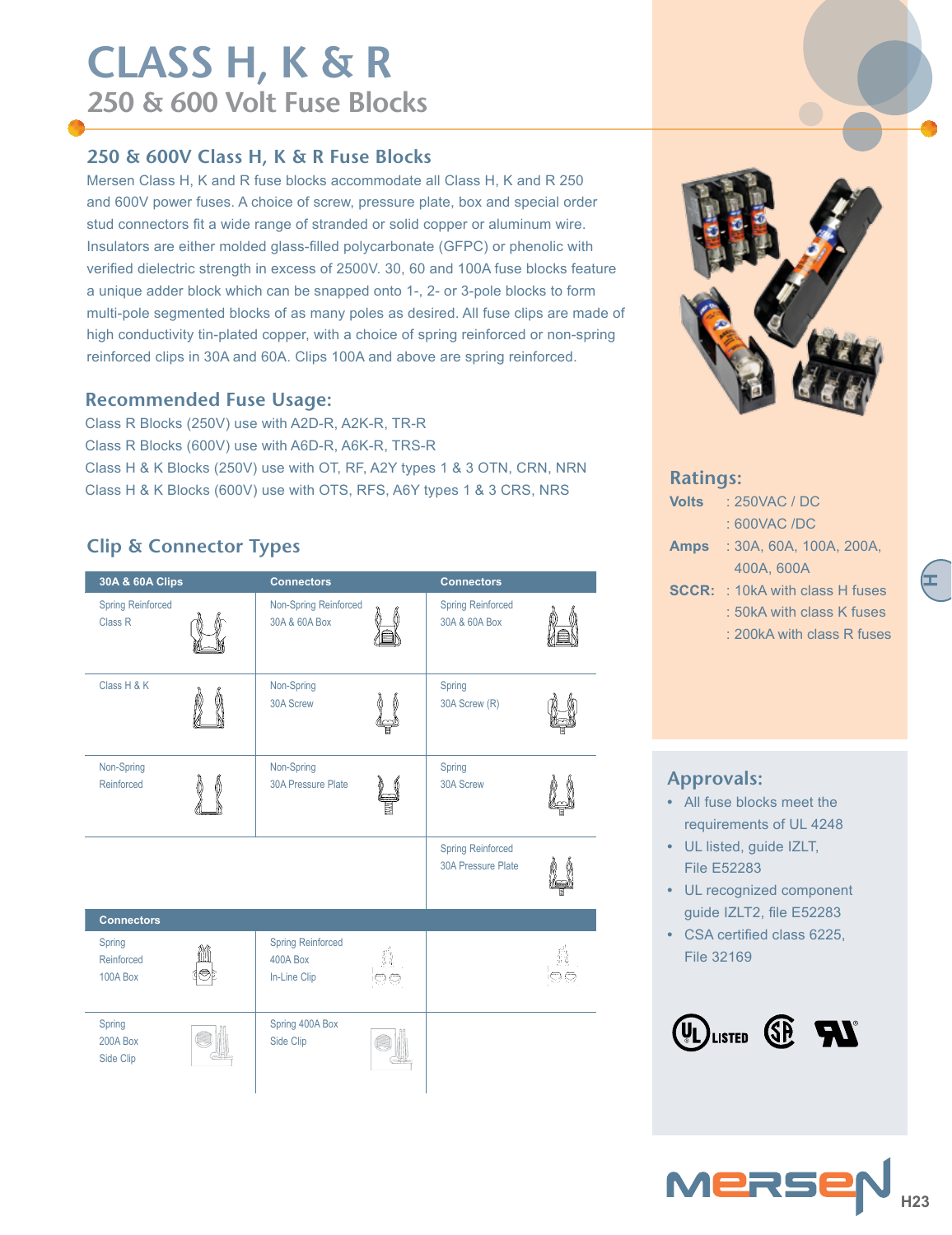# CLASS H, K & R

## 250 & 600 Volt Fuse Blocks

### 250 & 600V Class H, K & R Fuse Blocks

Mersen Class H, K and R fuse blocks accommodate all Class H, K and R 250 and 600V power fuses. A choice of screw, pressure plate, box and special order stud connectors fit a wide range of stranded or solid copper or aluminum wire. Insulators are either molded glass-filled polycarbonate (GFPC) or phenolic with verified dielectric strength in excess of 2500V. 30, 60 and 100A fuse blocks feature a unique adder block which can be snapped onto 1-, 2- or 3-pole blocks to form multi-pole segmented blocks of as many poles as desired. All fuse clips are made of high conductivity tin-plated copper, with a choice of spring reinforced or non-spring reinforced clips in 30A and 60A. Clips 100A and above are spring reinforced.

### Recommended Fuse Usage:

Class R Blocks (250V) use with A2D-R, A2K-R, TR-R
Class R Blocks (600V) use with A6D-R, A6K-R, TRS-R
Class H & K Blocks (250V) use with OT, RF, A2Y types 1 & 3 OTN, CRN, NRN
Class H & K Blocks (600V) use with OTS, RFS, A6Y types 1 & 3 CRS, NRS

### Clip & Connector Types

| 30A & 60A Clips | Connectors | Connectors |
|---|---|---|
| Spring Reinforced Class R | Non-Spring Reinforced 30A & 60A Box | Spring Reinforced 30A & 60A Box |
| Class H & K | Non-Spring 30A Screw | Spring 30A Screw (R) |
| Non-Spring Reinforced | Non-Spring 30A Pressure Plate | Spring 30A Screw |
| | | Spring Reinforced 30A Pressure Plate |
| **Connectors** | | |
| Spring Reinforced 100A Box | Spring Reinforced 400A Box In-Line Clip | |
| Spring 200A Box Side Clip | Spring 400A Box Side Clip | |

### Ratings:

**Volts** : 250VAC / DC
: 600VAC /DC

**Amps** : 30A, 60A, 100A, 200A, 400A, 600A

**SCCR:** : 10kA with class H fuses
: 50kA with class K fuses
: 200kA with class R fuses

### Approvals:

- All fuse blocks meet the requirements of UL 4248
- UL listed, guide IZLT, File E52283
- UL recognized component guide IZLT2, file E52283
- CSA certified class 6225, File 32169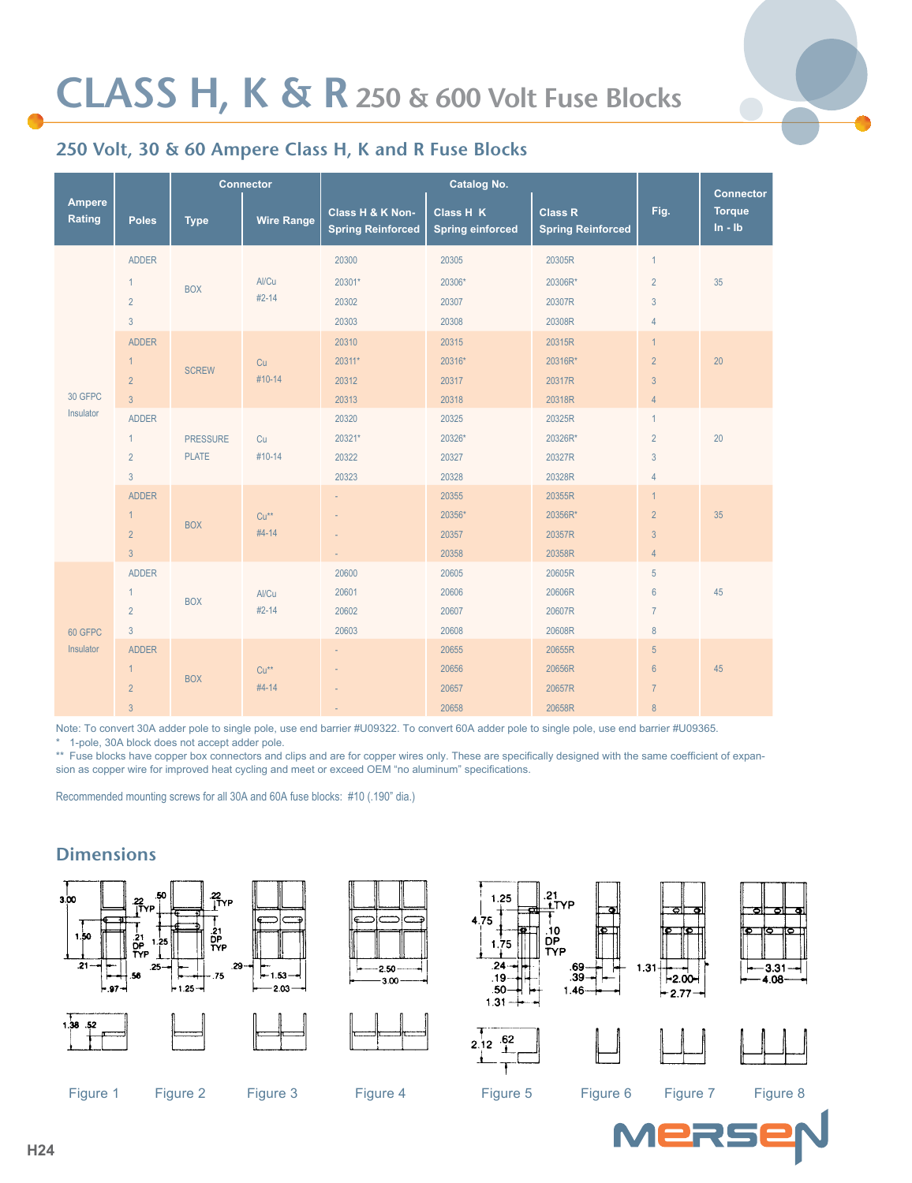# CLASS H, K & R 250 & 600 Volt Fuse Blocks

## 250 Volt, 30 & 60 Ampere Class H, K and R Fuse Blocks

| Ampere Rating | Poles | Connector | | Catalog No. | | | Fig. | Connector Torque In - lb |
|---|---|---|---|---|---|---|---|---|
| | | Type | Wire Range | Class H & K Non-Spring Reinforced | Class H K Spring einforced | Class R Spring Reinforced | | |
| 30 GFPC Insulator | ADDER | BOX | Al/Cu #2-14 | 20300 | 20305 | 20305R | 1 | 35 |
| | 1 | | | 20301* | 20306* | 20306R* | 2 | |
| | 2 | | | 20302 | 20307 | 20307R | 3 | |
| | 3 | | | 20303 | 20308 | 20308R | 4 | |
| | ADDER | SCREW | Cu #10-14 | 20310 | 20315 | 20315R | 1 | 20 |
| | 1 | | | 20311* | 20316* | 20316R* | 2 | |
| | 2 | | | 20312 | 20317 | 20317R | 3 | |
| | 3 | | | 20313 | 20318 | 20318R | 4 | |
| | ADDER | PRESSURE PLATE | Cu #10-14 | 20320 | 20325 | 20325R | 1 | 20 |
| | 1 | | | 20321* | 20326* | 20326R* | 2 | |
| | 2 | | | 20322 | 20327 | 20327R | 3 | |
| | 3 | | | 20323 | 20328 | 20328R | 4 | |
| | ADDER | BOX | Cu** #4-14 | - | 20355 | 20355R | 1 | 35 |
| | 1 | | | - | 20356* | 20356R* | 2 | |
| | 2 | | | - | 20357 | 20357R | 3 | |
| | 3 | | | - | 20358 | 20358R | 4 | |
| 60 GFPC Insulator | ADDER | BOX | Al/Cu #2-14 | 20600 | 20605 | 20605R | 5 | 45 |
| | 1 | | | 20601 | 20606 | 20606R | 6 | |
| | 2 | | | 20602 | 20607 | 20607R | 7 | |
| | 3 | | | 20603 | 20608 | 20608R | 8 | |
| | ADDER | BOX | Cu** #4-14 | - | 20655 | 20655R | 5 | 45 |
| | 1 | | | - | 20656 | 20656R | 6 | |
| | 2 | | | - | 20657 | 20657R | 7 | |
| | 3 | | | - | 20658 | 20658R | 8 | |

Note: To convert 30A adder pole to single pole, use end barrier #U09322. To convert 60A adder pole to single pole, use end barrier #U09365.

\* 1-pole, 30A block does not accept adder pole.

** Fuse blocks have copper box connectors and clips and are for copper wires only. These are specifically designed with the same coefficient of expansion as copper wire for improved heat cycling and meet or exceed OEM "no aluminum" specifications.

Recommended mounting screws for all 30A and 60A fuse blocks: #10 (.190" dia.)

## Dimensions

Figure 1 Figure 2 Figure 3 Figure 4 Figure 5 Figure 6 Figure 7 Figure 8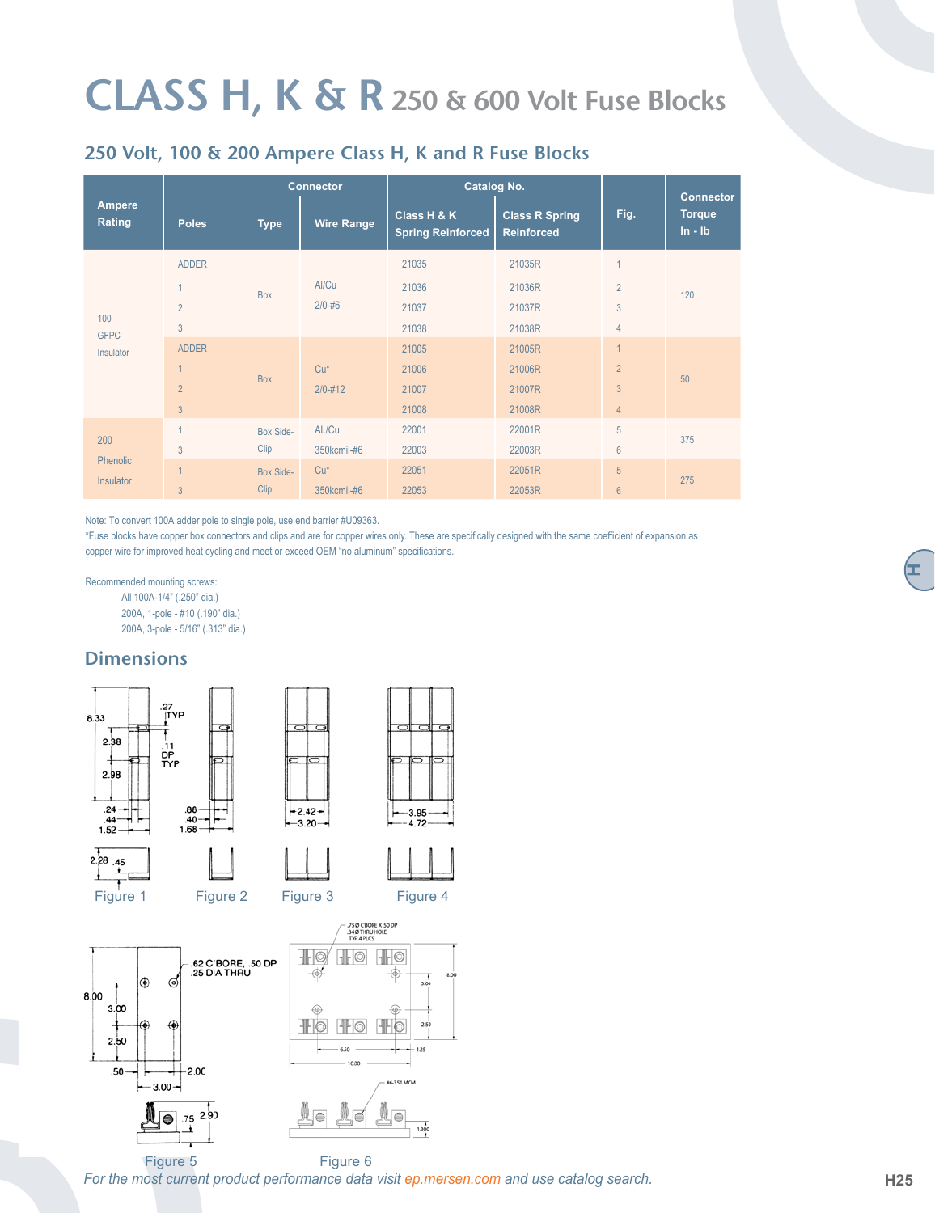# CLASS H, K & R 250 & 600 Volt Fuse Blocks

## 250 Volt, 100 & 200 Ampere Class H, K and R Fuse Blocks

| Ampere Rating | Poles | Connector | | Catalog No. | | Fig. | Connector Torque In - lb |
|---|---|---|---|---|---|---|---|
| | | Type | Wire Range | Class H & K Spring Reinforced | Class R Spring Reinforced | | |
| 100 GFPC Insulator | ADDER | Box | Al/Cu 2/0-#6 | 21035 | 21035R | 1 | 120 |
| | 1 | | | 21036 | 21036R | 2 | |
| | 2 | | | 21037 | 21037R | 3 | |
| | 3 | | | 21038 | 21038R | 4 | |
| | ADDER | Box | Cu* 2/0-#12 | 21005 | 21005R | 1 | 50 |
| | 1 | | | 21006 | 21006R | 2 | |
| | 2 | | | 21007 | 21007R | 3 | |
| | 3 | | | 21008 | 21008R | 4 | |
| 200 Phenolic Insulator | 1 | Box Side-Clip | AL/Cu 350kcmil-#6 | 22001 | 22001R | 5 | 375 |
| | 3 | | | 22003 | 22003R | 6 | |
| | 1 | Box Side-Clip | Cu* 350kcmil-#6 | 22051 | 22051R | 5 | 275 |
| | 3 | | | 22053 | 22053R | 6 | |

Note: To convert 100A adder pole to single pole, use end barrier #U09363.
*Fuse blocks have copper box connectors and clips and are for copper wires only. These are specifically designed with the same coefficient of expansion as copper wire for improved heat cycling and meet or exceed OEM "no aluminum" specifications.

Recommended mounting screws:
- All 100A-1/4" (.250" dia.)
- 200A, 1-pole - #10 (.190" dia.)
- 200A, 3-pole - 5/16" (.313" dia.)

## Dimensions

Figure 1

Figure 2

Figure 3

Figure 4

Figure 5

Figure 6

*For the most current product performance data visit ep.mersen.com and use catalog search.*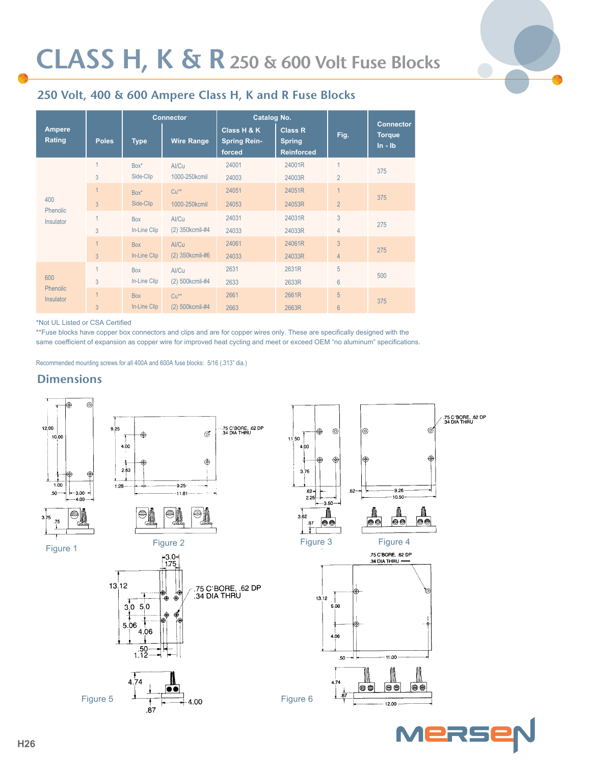# CLASS H, K & R 250 & 600 Volt Fuse Blocks

## 250 Volt, 400 & 600 Ampere Class H, K and R Fuse Blocks

| Ampere Rating | Poles | Connector | | Catalog No. | | Fig. | Connector Torque In - lb |
|---|---|---|---|---|---|---|---|
| | | Type | Wire Range | Class H & K Spring Reinforced | Class R Spring Reinforced | | |
| 400 Phenolic Insulator | 1 | Box* | Al/Cu | 24001 | 24001R | 1 | 375 |
| | 3 | Side-Clip | 1000-250kcmil | 24003 | 24003R | 2 | |
| | 1 | Box* | Cu** | 24051 | 24051R | 1 | 375 |
| | 3 | Side-Clip | 1000-250kcmil | 24053 | 24053R | 2 | |
| | 1 | Box | Al/Cu | 24031 | 24031R | 3 | 275 |
| | 3 | In-Line Clip | (2) 350kcmil-#4 | 24033 | 24033R | 4 | |
| | 1 | Box | Al/Cu | 24061 | 24061R | 3 | 275 |
| | 3 | In-Line Clip | (2) 350kcmil-#6 | 24033 | 24033R | 4 | |
| 600 Phenolic Insulator | 1 | Box | Al/Cu | 2631 | 2631R | 5 | 500 |
| | 3 | In-Line Clip | (2) 500kcmil-#4 | 2633 | 2633R | 6 | |
| | 1 | Box | Cu** | 2661 | 2661R | 5 | 375 |
| | 3 | In-Line Clip | (2) 500kcmil-#4 | 2663 | 2663R | 6 | |

*Not UL Listed or CSA Certified

**Fuse blocks have copper box connectors and clips and are for copper wires only. These are specifically designed with the same coefficient of expansion as copper wire for improved heat cycling and meet or exceed OEM "no aluminum" specifications.

Recommended mounting screws for all 400A and 600A fuse blocks: 5/16 (.313" dia.)

## Dimensions

Figure 1

Figure 2

Figure 3

Figure 4

Figure 5

Figure 6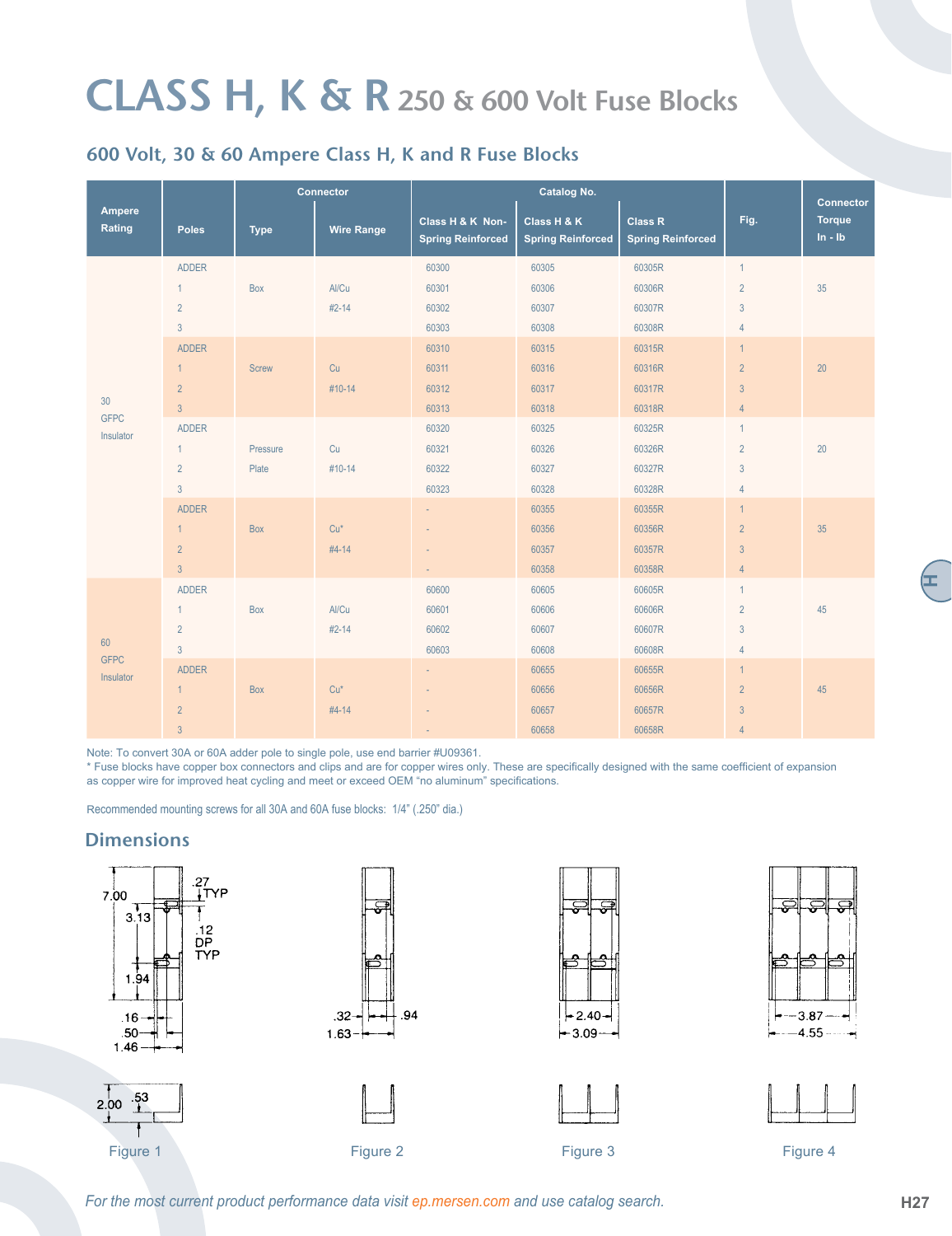# CLASS H, K & R 250 & 600 Volt Fuse Blocks

## 600 Volt, 30 & 60 Ampere Class H, K and R Fuse Blocks

| Ampere Rating | Poles | Connector | | Catalog No. | | | Fig. | Connector Torque In - lb |
|---|---|---|---|---|---|---|---|---|
| | | Type | Wire Range | Class H & K Non-Spring Reinforced | Class H & K Spring Reinforced | Class R Spring Reinforced | | |
| 30 GFPC Insulator | ADDER | Box | Al/Cu #2-14 | 60300 | 60305 | 60305R | 1 | 35 |
| | 1 | | | 60301 | 60306 | 60306R | 2 | |
| | 2 | | | 60302 | 60307 | 60307R | 3 | |
| | 3 | | | 60303 | 60308 | 60308R | 4 | |
| | ADDER | Screw | Cu #10-14 | 60310 | 60315 | 60315R | 1 | 20 |
| | 1 | | | 60311 | 60316 | 60316R | 2 | |
| | 2 | | | 60312 | 60317 | 60317R | 3 | |
| | 3 | | | 60313 | 60318 | 60318R | 4 | |
| | ADDER | Pressure Plate | Cu #10-14 | 60320 | 60325 | 60325R | 1 | 20 |
| | 1 | | | 60321 | 60326 | 60326R | 2 | |
| | 2 | | | 60322 | 60327 | 60327R | 3 | |
| | 3 | | | 60323 | 60328 | 60328R | 4 | |
| | ADDER | Box | Cu* #4-14 | - | 60355 | 60355R | 1 | 35 |
| | 1 | | | - | 60356 | 60356R | 2 | |
| | 2 | | | - | 60357 | 60357R | 3 | |
| | 3 | | | - | 60358 | 60358R | 4 | |
| 60 GFPC Insulator | ADDER | Box | Al/Cu #2-14 | 60600 | 60605 | 60605R | 1 | 45 |
| | 1 | | | 60601 | 60606 | 60606R | 2 | |
| | 2 | | | 60602 | 60607 | 60607R | 3 | |
| | 3 | | | 60603 | 60608 | 60608R | 4 | |
| | ADDER | Box | Cu* #4-14 | - | 60655 | 60655R | 1 | 45 |
| | 1 | | | - | 60656 | 60656R | 2 | |
| | 2 | | | - | 60657 | 60657R | 3 | |
| | 3 | | | - | 60658 | 60658R | 4 | |

Note: To convert 30A or 60A adder pole to single pole, use end barrier #U09361.
* Fuse blocks have copper box connectors and clips and are for copper wires only. These are specifically designed with the same coefficient of expansion as copper wire for improved heat cycling and meet or exceed OEM "no aluminum" specifications.

Recommended mounting screws for all 30A and 60A fuse blocks: 1/4" (.250" dia.)

## Dimensions

7.00, 3.13, 1.94, .27 TYP, .12 DP TYP, .16, .50, 1.46, 2.00, .53

Figure 1

.32, .94, 1.63

Figure 2

2.40, 3.09

Figure 3

3.87, 4.55

Figure 4

*For the most current product performance data visit ep.mersen.com and use catalog search.*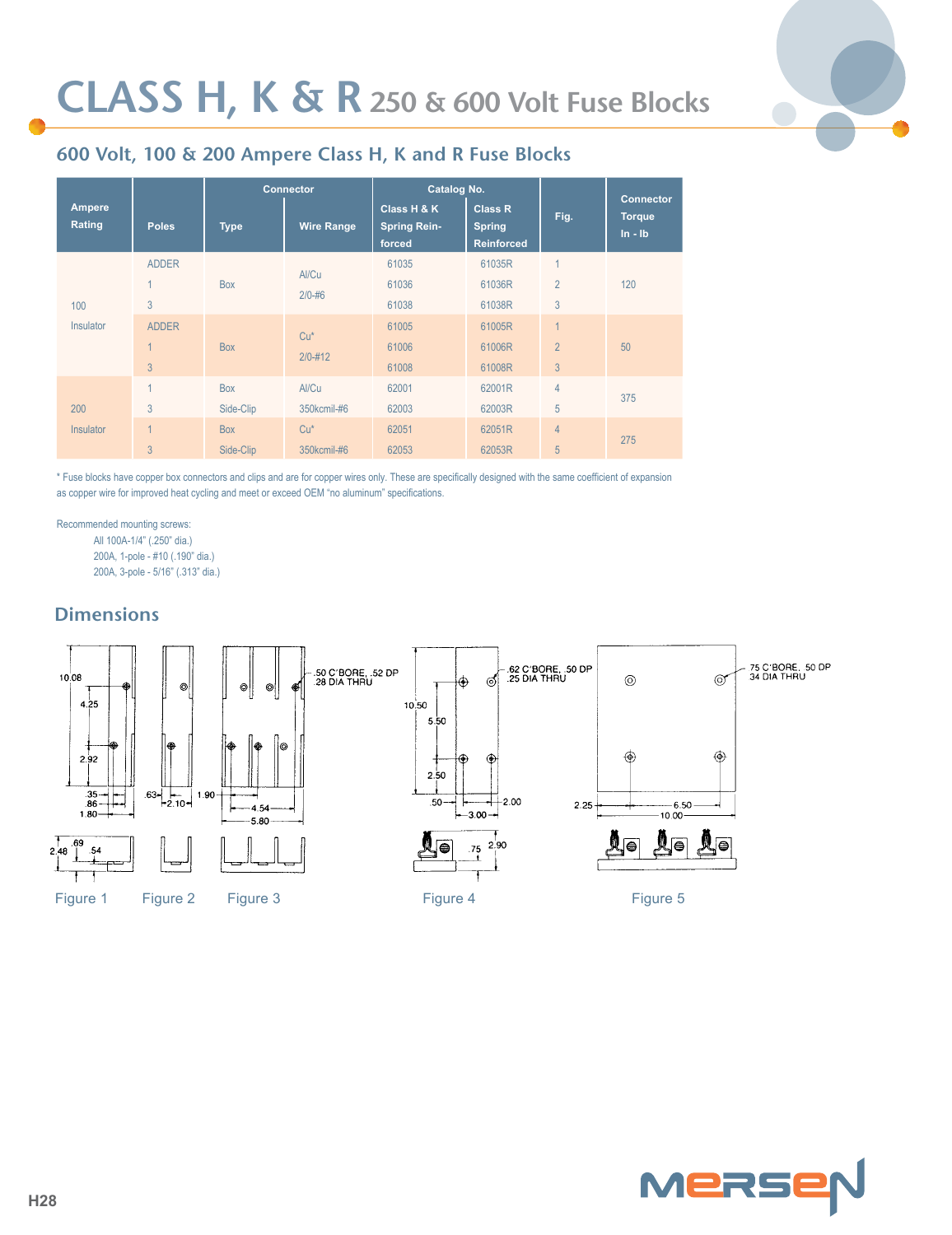# CLASS H, K & R 250 & 600 Volt Fuse Blocks

## 600 Volt, 100 & 200 Ampere Class H, K and R Fuse Blocks

| Ampere Rating | Poles | Connector | | Catalog No. | | Fig. | Connector Torque In - lb |
|---|---|---|---|---|---|---|---|
| | | Type | Wire Range | Class H & K Spring Reinforced | Class R Spring Reinforced | | |
| 100 Insulator | ADDER | Box | Al/Cu 2/0-#6 | 61035 | 61035R | 1 | 120 |
| | 1 | | | 61036 | 61036R | 2 | |
| | 3 | | | 61038 | 61038R | 3 | |
| | ADDER | Box | Cu* 2/0-#12 | 61005 | 61005R | 1 | 50 |
| | 1 | | | 61006 | 61006R | 2 | |
| | 3 | | | 61008 | 61008R | 3 | |
| 200 Insulator | 1 | Box | Al/Cu | 62001 | 62001R | 4 | 375 |
| | 3 | Side-Clip | 350kcmil-#6 | 62003 | 62003R | 5 | |
| | 1 | Box | Cu* | 62051 | 62051R | 4 | 275 |
| | 3 | Side-Clip | 350kcmil-#6 | 62053 | 62053R | 5 | |

* Fuse blocks have copper box connectors and clips and are for copper wires only. These are specifically designed with the same coefficient of expansion as copper wire for improved heat cycling and meet or exceed OEM "no aluminum" specifications.

Recommended mounting screws:

- All 100A-1/4" (.250" dia.)
- 200A, 1-pole - #10 (.190" dia.)
- 200A, 3-pole - 5/16" (.313" dia.)

## Dimensions

Figure 1 Figure 2 Figure 3 Figure 4 Figure 5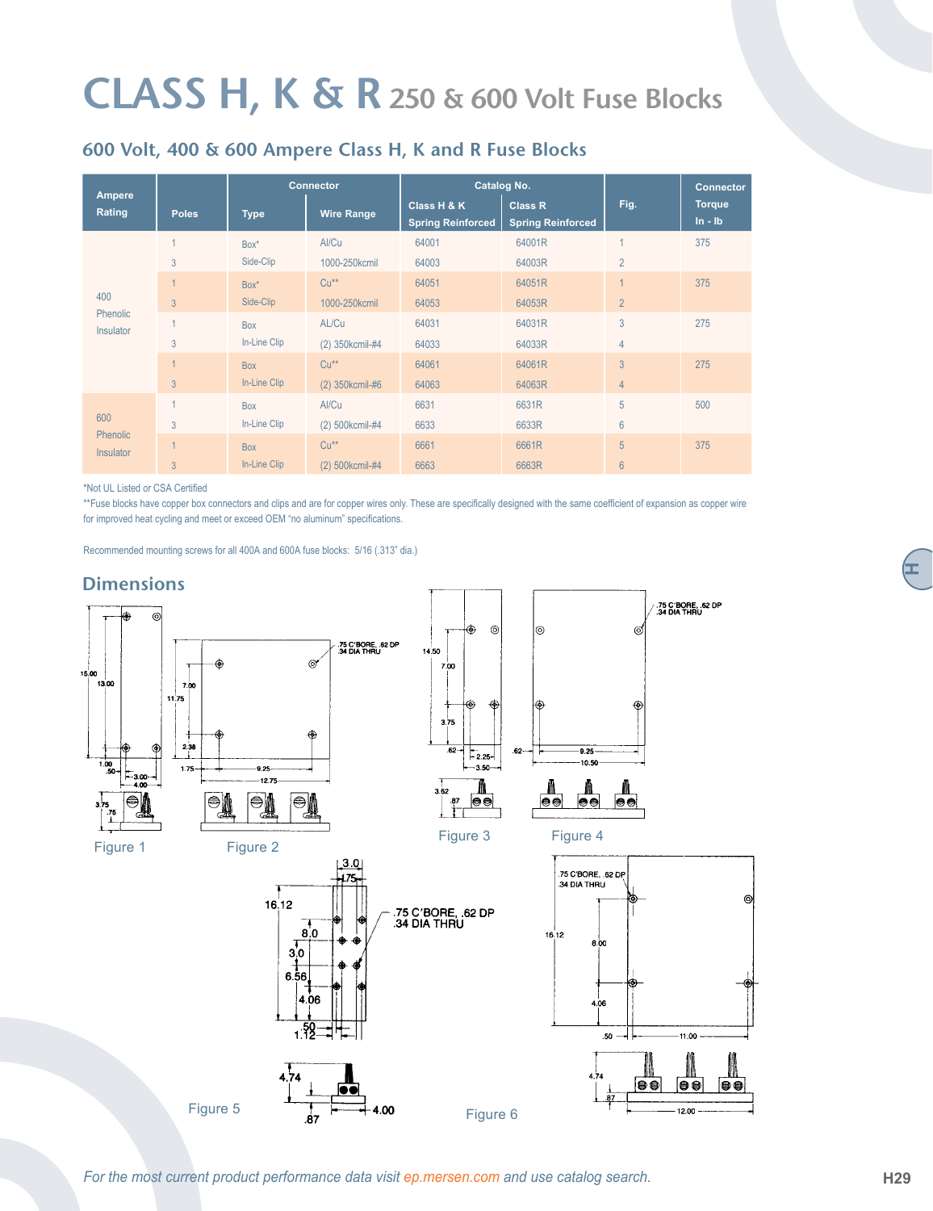# CLASS H, K & R 250 & 600 Volt Fuse Blocks

## 600 Volt, 400 & 600 Ampere Class H, K and R Fuse Blocks

| Ampere Rating | Poles | Connector Type | Connector Wire Range | Catalog No. Class H & K Spring Reinforced | Catalog No. Class R Spring Reinforced | Fig. | Connector Torque In - lb |
|---|---|---|---|---|---|---|---|
| 400 Phenolic Insulator | 1 | Box* | Al/Cu | 64001 | 64001R | 1 | 375 |
| | 3 | Side-Clip | 1000-250kcmil | 64003 | 64003R | 2 | |
| | 1 | Box* | Cu** | 64051 | 64051R | 1 | 375 |
| | 3 | Side-Clip | 1000-250kcmil | 64053 | 64053R | 2 | |
| | 1 | Box | AL/Cu | 64031 | 64031R | 3 | 275 |
| | 3 | In-Line Clip | (2) 350kcmil-#4 | 64033 | 64033R | 4 | |
| | 1 | Box | Cu** | 64061 | 64061R | 3 | 275 |
| | 3 | In-Line Clip | (2) 350kcmil-#6 | 64063 | 64063R | 4 | |
| 600 Phenolic Insulator | 1 | Box | Al/Cu | 6631 | 6631R | 5 | 500 |
| | 3 | In-Line Clip | (2) 500kcmil-#4 | 6633 | 6633R | 6 | |
| | 1 | Box | Cu** | 6661 | 6661R | 5 | 375 |
| | 3 | In-Line Clip | (2) 500kcmil-#4 | 6663 | 6663R | 6 | |

*Not UL Listed or CSA Certified

**Fuse blocks have copper box connectors and clips and are for copper wires only. These are specifically designed with the same coefficient of expansion as copper wire for improved heat cycling and meet or exceed OEM "no aluminum" specifications.

Recommended mounting screws for all 400A and 600A fuse blocks: 5/16 (.313" dia.)

## Dimensions

Figure 1

Figure 2

Figure 3

Figure 4

Figure 5

Figure 6

*For the most current product performance data visit ep.mersen.com and use catalog search.*